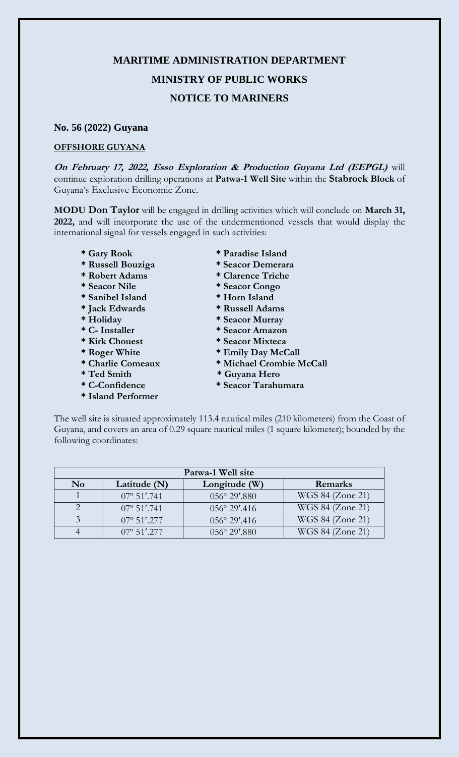# MARITIME ADMINISTRATION DEPARTMENT

## MINISTRY OF PUBLIC WORKS

## NOTICE TO MARINERS

**No. 56 (2022) Guyana**

**OFFSHORE GUYANA**

***On February 17, 2022, Esso Exploration & Production Guyana Ltd (EEPGL)*** will continue exploration drilling operations at **Patwa-1 Well Site** within the **Stabroek Block** of Guyana's Exclusive Economic Zone.

**MODU Don Taylor** will be engaged in drilling activities which will conclude on **March 31, 2022,** and will incorporate the use of the undermentioned vessels that would display the international signal for vessels engaged in such activities:

- **\* Gary Rook**
- **\* Russell Bouziga**
- **\* Robert Adams**
- **\* Seacor Nile**
- **\* Sanibel Island**
- **\* Jack Edwards**
- **\* Holiday**
- **\* C- Installer**
- **\* Kirk Chouest**
- **\* Roger White**
- **\* Charlie Comeaux**
- **\* Ted Smith**
- **\* C-Confidence**
- **\* Island Performer**
- **\* Paradise Island**
- **\* Seacor Demerara**
- **\* Clarence Triche**
- **\* Seacor Congo**
- **\* Horn Island**
- **\* Russell Adams**
- **\* Seacor Murray**
- **\* Seacor Amazon**
- **\* Seacor Mixteca**
- **\* Emily Day McCall**
- **\* Michael Crombie McCall**
- **\* Guyana Hero**
- **\* Seacor Tarahumara**

The well site is situated approximately 113.4 nautical miles (210 kilometers) from the Coast of Guyana, and covers an area of 0.29 square nautical miles (1 square kilometer); bounded by the following coordinates:

| Patwa-1 Well site | | | |
|---|---|---|---|
| **No** | **Latitude (N)** | **Longitude (W)** | **Remarks** |
| 1 | 07º 51′.741 | 056º 29′.880 | WGS 84 (Zone 21) |
| 2 | 07º 51′.741 | 056º 29′.416 | WGS 84 (Zone 21) |
| 3 | 07º 51′.277 | 056º 29′.416 | WGS 84 (Zone 21) |
| 4 | 07º 51′.277 | 056º 29′.880 | WGS 84 (Zone 21) |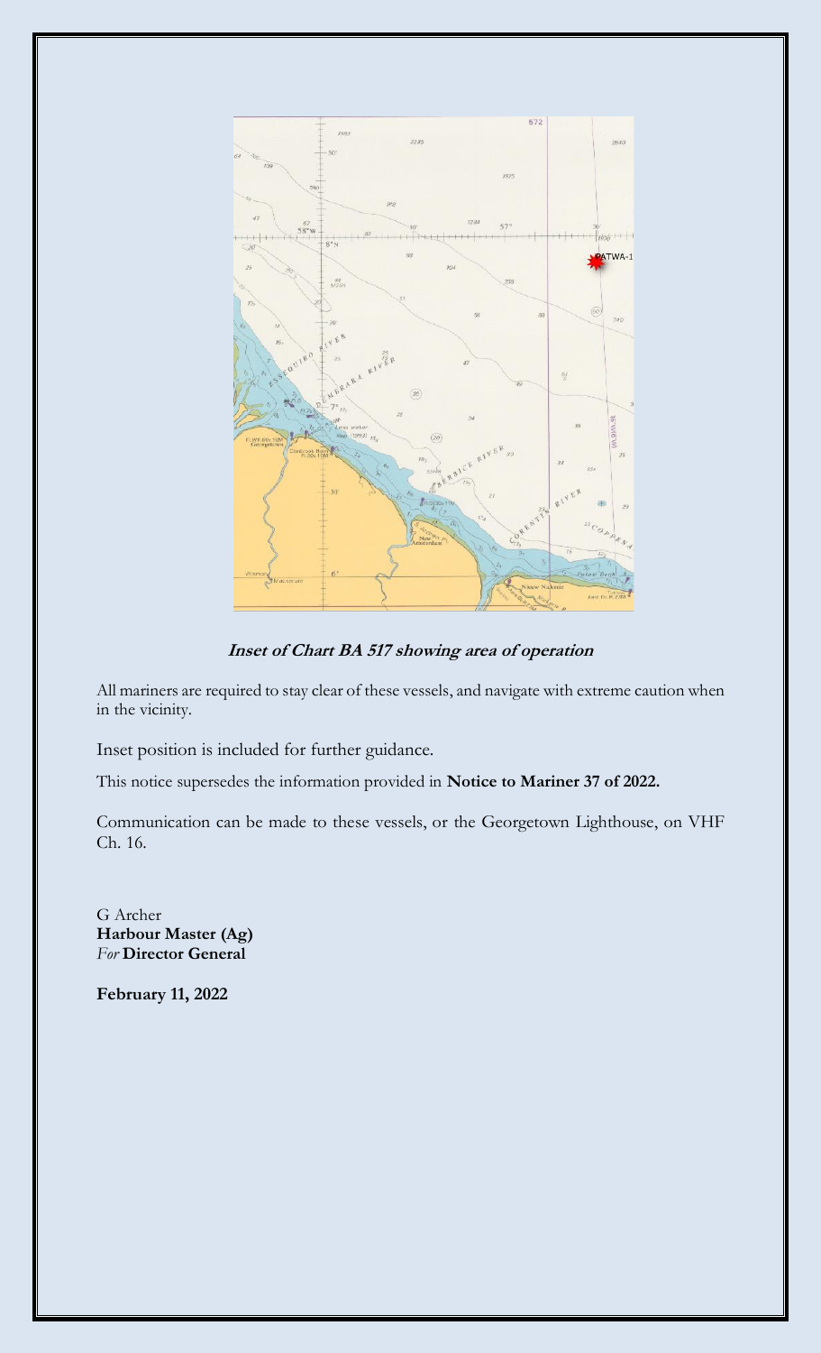***Inset of Chart BA 517 showing area of operation***

All mariners are required to stay clear of these vessels, and navigate with extreme caution when in the vicinity.

Inset position is included for further guidance.

This notice supersedes the information provided in **Notice to Mariner 37 of 2022.**

Communication can be made to these vessels, or the Georgetown Lighthouse, on VHF Ch. 16.

G Archer
**Harbour Master (Ag)**
*For* **Director General**

**February 11, 2022**